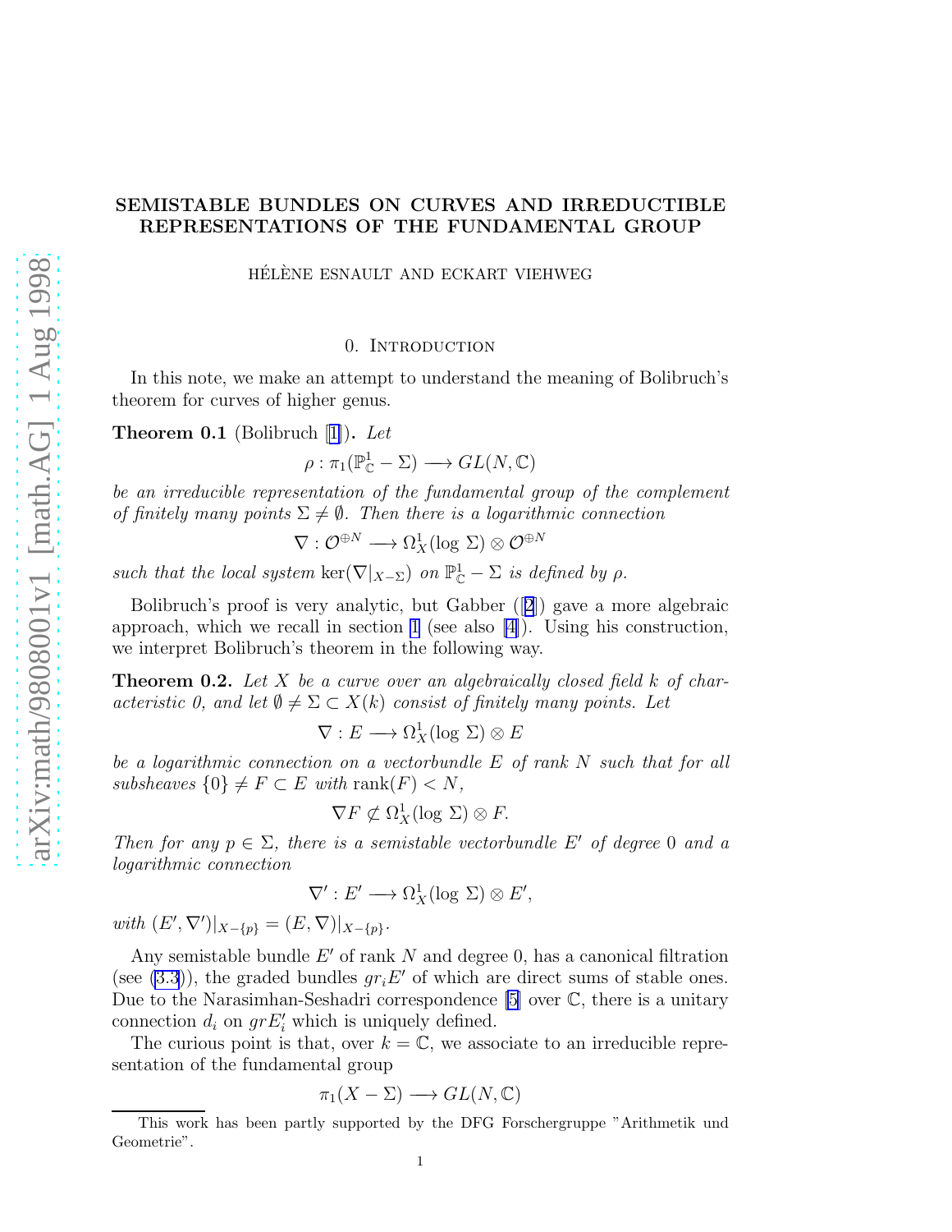# SEMISTABLE BUNDLES ON CURVES AND IRREDUCTIBLE REPRESENTATIONS OF THE FUNDAMENTAL GROUP

HÉLÈNE ESNAULT AND ECKART VIEHWEG

## 0. Introduction

In this note, we make an attempt to understand the meaning of Bolibruch's theorem for curves of higher genus.

**Theorem 0.1** (Bolibruch [1]). *Let*

$$\rho : \pi_1(\mathbb{P}^1_{\mathbb{C}} - \Sigma) \longrightarrow GL(N, \mathbb{C})$$

*be an irreducible representation of the fundamental group of the complement of finitely many points $\Sigma \neq \emptyset$. Then there is a logarithmic connection*

$$\nabla : \mathcal{O}^{\oplus N} \longrightarrow \Omega^1_X(\log\ \Sigma) \otimes \mathcal{O}^{\oplus N}$$

*such that the local system $\ker(\nabla|_{X-\Sigma})$ on $\mathbb{P}^1_{\mathbb{C}} - \Sigma$ is defined by $\rho$.*

Bolibruch's proof is very analytic, but Gabber ([2]) gave a more algebraic approach, which we recall in section 1 (see also [4]). Using his construction, we interpret Bolibruch's theorem in the following way.

**Theorem 0.2.** *Let $X$ be a curve over an algebraically closed field $k$ of characteristic 0, and let $\emptyset \neq \Sigma \subset X(k)$ consist of finitely many points. Let*

$$\nabla : E \longrightarrow \Omega^1_X(\log\ \Sigma) \otimes E$$

*be a logarithmic connection on a vectorbundle $E$ of rank $N$ such that for all subsheaves $\{0\} \neq F \subset E$ with $\operatorname{rank}(F) < N$,*

$$\nabla F \not\subset \Omega^1_X(\log\ \Sigma) \otimes F.$$

*Then for any $p \in \Sigma$, there is a semistable vectorbundle $E'$ of degree 0 and a logarithmic connection*

$$\nabla' : E' \longrightarrow \Omega^1_X(\log\ \Sigma) \otimes E',$$

*with $(E', \nabla')|_{X-\{p\}} = (E, \nabla)|_{X-\{p\}}$.*

Any semistable bundle $E'$ of rank $N$ and degree 0, has a canonical filtration (see (3.3)), the graded bundles $gr_i E'$ of which are direct sums of stable ones. Due to the Narasimhan-Seshadri correspondence [5] over $\mathbb{C}$, there is a unitary connection $d_i$ on $grE'_i$ which is uniquely defined.

The curious point is that, over $k = \mathbb{C}$, we associate to an irreducible representation of the fundamental group

$$\pi_1(X - \Sigma) \longrightarrow GL(N, \mathbb{C})$$

This work has been partly supported by the DFG Forschergruppe "Arithmetik und Geometrie".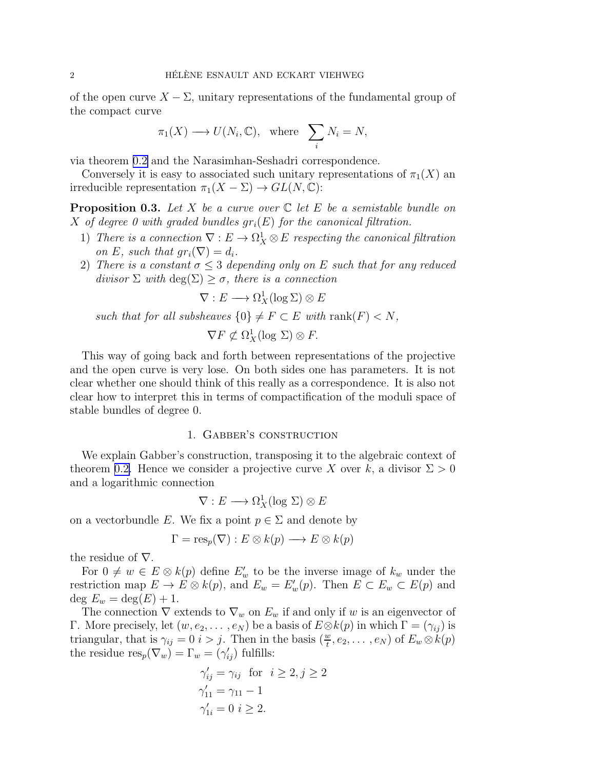of the open curve $X - \Sigma$, unitary representations of the fundamental group of the compact curve

$$\pi_1(X) \longrightarrow U(N_i, \mathbb{C}), \quad \text{where} \quad \sum_i N_i = N,$$

via theorem 0.2 and the Narasimhan-Seshadri correspondence.

Conversely it is easy to associated such unitary representations of $\pi_1(X)$ an irreducible representation $\pi_1(X - \Sigma) \to GL(N, \mathbb{C})$:

**Proposition 0.3.** *Let $X$ be a curve over $\mathbb{C}$ let $E$ be a semistable bundle on $X$ of degree 0 with graded bundles $gr_i(E)$ for the canonical filtration.*

1) *There is a connection $\nabla : E \to \Omega^1_X \otimes E$ respecting the canonical filtration on $E$, such that $gr_i(\nabla) = d_i$.*
2) *There is a constant $\sigma \leq 3$ depending only on $E$ such that for any reduced divisor $\Sigma$ with $\deg(\Sigma) \geq \sigma$, there is a connection*

$$\nabla : E \longrightarrow \Omega^1_X(\log \Sigma) \otimes E$$

*such that for all subsheaves $\{0\} \neq F \subset E$ with $\mathrm{rank}(F) < N$,*

$$\nabla F \not\subset \Omega^1_X(\log\ \Sigma) \otimes F.$$

This way of going back and forth between representations of the projective and the open curve is very lose. On both sides one has parameters. It is not clear whether one should think of this really as a correspondence. It is also not clear how to interpret this in terms of compactification of the moduli space of stable bundles of degree 0.

## 1. Gabber's construction

We explain Gabber's construction, transposing it to the algebraic context of theorem 0.2. Hence we consider a projective curve $X$ over $k$, a divisor $\Sigma > 0$ and a logarithmic connection

$$\nabla : E \longrightarrow \Omega^1_X(\log\ \Sigma) \otimes E$$

on a vectorbundle $E$. We fix a point $p \in \Sigma$ and denote by

$$\Gamma = \mathrm{res}_p(\nabla) : E \otimes k(p) \longrightarrow E \otimes k(p)$$

the residue of $\nabla$.

For $0 \neq w \in E \otimes k(p)$ define $E'_w$ to be the inverse image of $k_w$ under the restriction map $E \to E \otimes k(p)$, and $E_w = E'_w(p)$. Then $E \subset E_w \subset E(p)$ and $\deg\, E_w = \deg(E) + 1$.

The connection $\nabla$ extends to $\nabla_w$ on $E_w$ if and only if $w$ is an eigenvector of $\Gamma$. More precisely, let $(w, e_2, \ldots, e_N)$ be a basis of $E \otimes k(p)$ in which $\Gamma = (\gamma_{ij})$ is triangular, that is $\gamma_{ij} = 0$ $i > j$. Then in the basis $(\frac{w}{t}, e_2, \ldots, e_N)$ of $E_w \otimes k(p)$ the residue $\mathrm{res}_p(\nabla_w) = \Gamma_w = (\gamma'_{ij})$ fulfills:

$$\gamma'_{ij} = \gamma_{ij} \quad \text{for} \quad i \geq 2, j \geq 2$$
$$\gamma'_{11} = \gamma_{11} - 1$$
$$\gamma'_{1i} = 0 \ \ i \geq 2.$$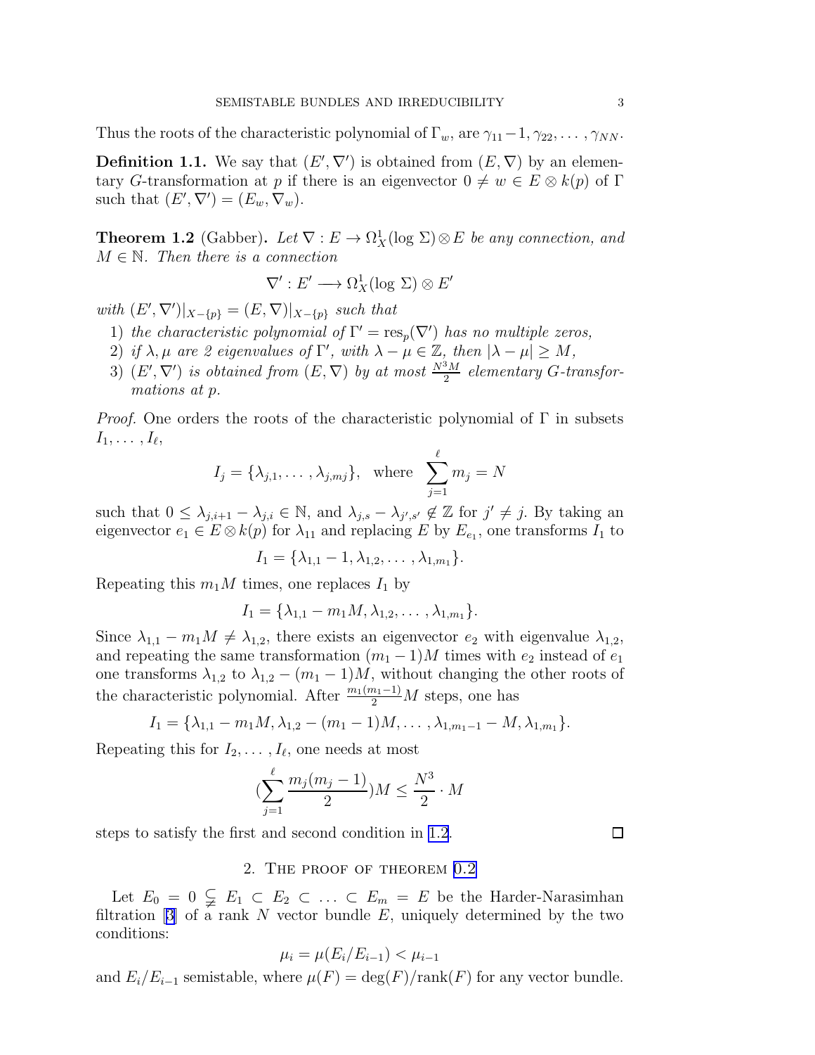Thus the roots of the characteristic polynomial of $\Gamma_w$, are $\gamma_{11}-1, \gamma_{22}, \ldots, \gamma_{NN}$.

**Definition 1.1.** We say that $(E', \nabla')$ is obtained from $(E, \nabla)$ by an elementary $G$-transformation at $p$ if there is an eigenvector $0 \neq w \in E \otimes k(p)$ of $\Gamma$ such that $(E', \nabla') = (E_w, \nabla_w)$.

**Theorem 1.2** (Gabber)**.** *Let $\nabla : E \to \Omega^1_X(\log \Sigma) \otimes E$ be any connection, and $M \in \mathbb{N}$. Then there is a connection*

$$\nabla' : E' \longrightarrow \Omega^1_X(\log \Sigma) \otimes E'$$

*with $(E', \nabla')|_{X-\{p\}} = (E, \nabla)|_{X-\{p\}}$ such that*

1) *the characteristic polynomial of $\Gamma' = \mathrm{res}_p(\nabla')$ has no multiple zeros,*
2) *if $\lambda, \mu$ are 2 eigenvalues of $\Gamma'$, with $\lambda - \mu \in \mathbb{Z}$, then $|\lambda - \mu| \geq M$,*
3) *$(E', \nabla')$ is obtained from $(E, \nabla)$ by at most $\frac{N^3 M}{2}$ elementary $G$-transformations at $p$.*

*Proof.* One orders the roots of the characteristic polynomial of $\Gamma$ in subsets $I_1, \ldots, I_\ell$,

$$I_j = \{\lambda_{j,1}, \ldots, \lambda_{j,mj}\}, \quad \text{where} \quad \sum_{j=1}^{\ell} m_j = N$$

such that $0 \leq \lambda_{j,i+1} - \lambda_{j,i} \in \mathbb{N}$, and $\lambda_{j,s} - \lambda_{j',s'} \notin \mathbb{Z}$ for $j' \neq j$. By taking an eigenvector $e_1 \in E \otimes k(p)$ for $\lambda_{11}$ and replacing $E$ by $E_{e_1}$, one transforms $I_1$ to

$$I_1 = \{\lambda_{1,1} - 1, \lambda_{1,2}, \ldots, \lambda_{1,m_1}\}.$$

Repeating this $m_1 M$ times, one replaces $I_1$ by

$$I_1 = \{\lambda_{1,1} - m_1 M, \lambda_{1,2}, \ldots, \lambda_{1,m_1}\}.$$

Since $\lambda_{1,1} - m_1 M \neq \lambda_{1,2}$, there exists an eigenvector $e_2$ with eigenvalue $\lambda_{1,2}$, and repeating the same transformation $(m_1 - 1)M$ times with $e_2$ instead of $e_1$ one transforms $\lambda_{1,2}$ to $\lambda_{1,2} - (m_1 - 1)M$, without changing the other roots of the characteristic polynomial. After $\frac{m_1(m_1-1)}{2} M$ steps, one has

$$I_1 = \{\lambda_{1,1} - m_1 M, \lambda_{1,2} - (m_1 - 1)M, \ldots, \lambda_{1,m_1-1} - M, \lambda_{1,m_1}\}.$$

Repeating this for $I_2, \ldots, I_\ell$, one needs at most

$$(\sum_{j=1}^{\ell} \frac{m_j(m_j-1)}{2})M \leq \frac{N^3}{2} \cdot M$$

steps to satisfy the first and second condition in 1.2. $\square$

## 2. The proof of theorem 0.2

Let $E_0 = 0 \subsetneq E_1 \subset E_2 \subset \ldots \subset E_m = E$ be the Harder-Narasimhan filtration [3] of a rank $N$ vector bundle $E$, uniquely determined by the two conditions:

$$\mu_i = \mu(E_i/E_{i-1}) < \mu_{i-1}$$

and $E_i/E_{i-1}$ semistable, where $\mu(F) = \deg(F)/\mathrm{rank}(F)$ for any vector bundle.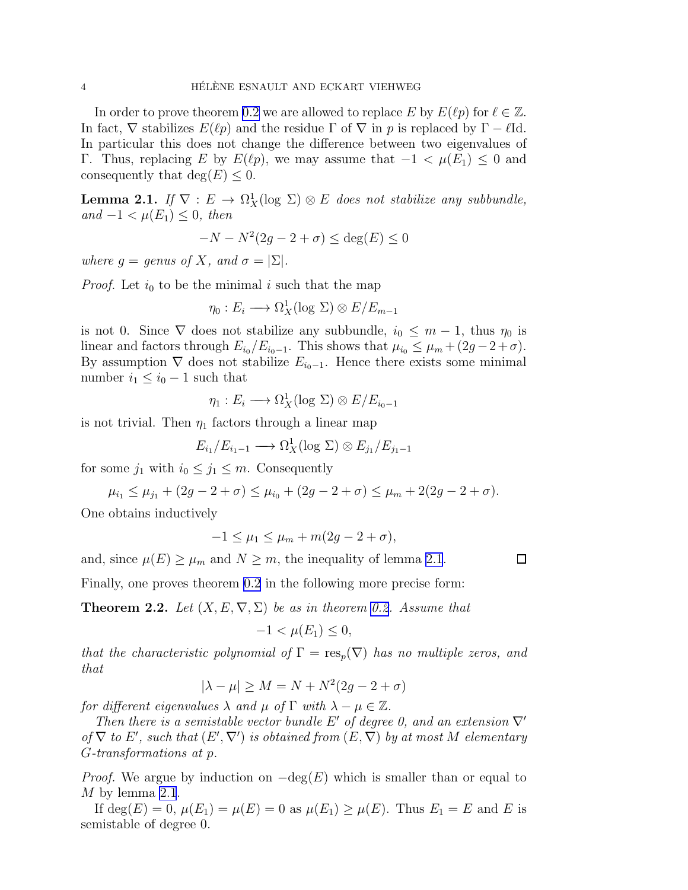In order to prove theorem 0.2 we are allowed to replace $E$ by $E(\ell p)$ for $\ell \in \mathbb{Z}$. In fact, $\nabla$ stabilizes $E(\ell p)$ and the residue $\Gamma$ of $\nabla$ in $p$ is replaced by $\Gamma - \ell \mathrm{Id}$. In particular this does not change the difference between two eigenvalues of $\Gamma$. Thus, replacing $E$ by $E(\ell p)$, we may assume that $-1 < \mu(E_1) \leq 0$ and consequently that $\deg(E) \leq 0$.

**Lemma 2.1.** *If $\nabla : E \to \Omega^1_X(\log\, \Sigma) \otimes E$ does not stabilize any subbundle, and $-1 < \mu(E_1) \leq 0$, then*

$$-N - N^2(2g - 2 + \sigma) \leq \deg(E) \leq 0$$

*where $g =$ genus of $X$, and $\sigma = |\Sigma|$.*

*Proof.* Let $i_0$ to be the minimal $i$ such that the map

$$\eta_0 : E_i \longrightarrow \Omega^1_X(\log\, \Sigma) \otimes E/E_{m-1}$$

is not 0. Since $\nabla$ does not stabilize any subbundle, $i_0 \leq m - 1$, thus $\eta_0$ is linear and factors through $E_{i_0}/E_{i_0-1}$. This shows that $\mu_{i_0} \leq \mu_m + (2g-2+\sigma)$. By assumption $\nabla$ does not stabilize $E_{i_0-1}$. Hence there exists some minimal number $i_1 \leq i_0 - 1$ such that

$$\eta_1 : E_i \longrightarrow \Omega^1_X(\log\, \Sigma) \otimes E/E_{i_0-1}$$

is not trivial. Then $\eta_1$ factors through a linear map

$$E_{i_1}/E_{i_1-1} \longrightarrow \Omega^1_X(\log\, \Sigma) \otimes E_{j_1}/E_{j_1-1}$$

for some $j_1$ with $i_0 \leq j_1 \leq m$. Consequently

$$\mu_{i_1} \leq \mu_{j_1} + (2g - 2 + \sigma) \leq \mu_{i_0} + (2g - 2 + \sigma) \leq \mu_m + 2(2g - 2 + \sigma).$$

One obtains inductively

$$-1 \leq \mu_1 \leq \mu_m + m(2g - 2 + \sigma),$$

and, since $\mu(E) \geq \mu_m$ and $N \geq m$, the inequality of lemma 2.1. □

Finally, one proves theorem 0.2 in the following more precise form:

**Theorem 2.2.** *Let $(X, E, \nabla, \Sigma)$ be as in theorem 0.2. Assume that*

$$-1 < \mu(E_1) \leq 0,$$

*that the characteristic polynomial of $\Gamma = \mathrm{res}_p(\nabla)$ has no multiple zeros, and that*

$$|\lambda - \mu| \geq M = N + N^2(2g - 2 + \sigma)$$

*for different eigenvalues $\lambda$ and $\mu$ of $\Gamma$ with $\lambda - \mu \in \mathbb{Z}$.*

*Then there is a semistable vector bundle $E'$ of degree 0, and an extension $\nabla'$ of $\nabla$ to $E'$, such that $(E', \nabla')$ is obtained from $(E, \nabla)$ by at most $M$ elementary $G$-transformations at $p$.*

*Proof.* We argue by induction on $-\deg(E)$ which is smaller than or equal to $M$ by lemma 2.1.

If $\deg(E) = 0$, $\mu(E_1) = \mu(E) = 0$ as $\mu(E_1) \geq \mu(E)$. Thus $E_1 = E$ and $E$ is semistable of degree 0.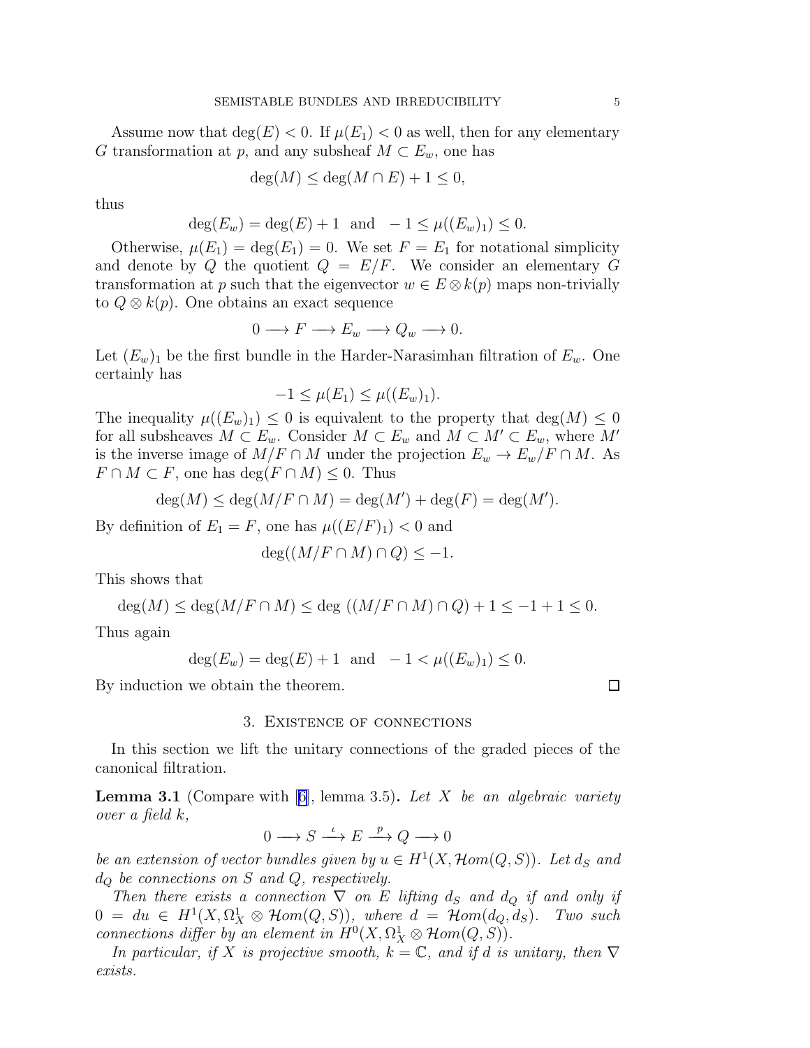Assume now that $\deg(E) < 0$. If $\mu(E_1) < 0$ as well, then for any elementary $G$ transformation at $p$, and any subsheaf $M \subset E_w$, one has

$$\deg(M) \leq \deg(M \cap E) + 1 \leq 0,$$

thus

$$\deg(E_w) = \deg(E) + 1 \text{ and } -1 \leq \mu((E_w)_1) \leq 0.$$

Otherwise, $\mu(E_1) = \deg(E_1) = 0$. We set $F = E_1$ for notational simplicity and denote by $Q$ the quotient $Q = E/F$. We consider an elementary $G$ transformation at $p$ such that the eigenvector $w \in E \otimes k(p)$ maps non-trivially to $Q \otimes k(p)$. One obtains an exact sequence

$$0 \longrightarrow F \longrightarrow E_w \longrightarrow Q_w \longrightarrow 0.$$

Let $(E_w)_1$ be the first bundle in the Harder-Narasimhan filtration of $E_w$. One certainly has

$$-1 \leq \mu(E_1) \leq \mu((E_w)_1).$$

The inequality $\mu((E_w)_1) \leq 0$ is equivalent to the property that $\deg(M) \leq 0$ for all subsheaves $M \subset E_w$. Consider $M \subset E_w$ and $M \subset M' \subset E_w$, where $M'$ is the inverse image of $M/F \cap M$ under the projection $E_w \to E_w/F \cap M$. As $F \cap M \subset F$, one has $\deg(F \cap M) \leq 0$. Thus

$$\deg(M) \leq \deg(M/F \cap M) = \deg(M') + \deg(F) = \deg(M').$$

By definition of $E_1 = F$, one has $\mu((E/F)_1) < 0$ and

$$\deg((M/F \cap M) \cap Q) \leq -1.$$

This shows that

$$\deg(M) \leq \deg(M/F \cap M) \leq \deg\left((M/F \cap M) \cap Q\right) + 1 \leq -1 + 1 \leq 0.$$

Thus again

$$\deg(E_w) = \deg(E) + 1 \text{ and } -1 < \mu((E_w)_1) \leq 0.$$

By induction we obtain the theorem. □

## 3. Existence of connections

In this section we lift the unitary connections of the graded pieces of the canonical filtration.

**Lemma 3.1** (Compare with [6], lemma 3.5)**.** *Let $X$ be an algebraic variety over a field $k$,*

$$0 \longrightarrow S \xrightarrow{\iota} E \xrightarrow{p} Q \longrightarrow 0$$

*be an extension of vector bundles given by $u \in H^1(X, \mathcal{H}om(Q, S))$. Let $d_S$ and $d_Q$ be connections on $S$ and $Q$, respectively.*

*Then there exists a connection $\nabla$ on $E$ lifting $d_S$ and $d_Q$ if and only if $0 = du \in H^1(X, \Omega^1_X \otimes \mathcal{H}om(Q, S))$, where $d = \mathcal{H}om(d_Q, d_S)$. Two such connections differ by an element in $H^0(X, \Omega^1_X \otimes \mathcal{H}om(Q, S))$.*

*In particular, if $X$ is projective smooth, $k = \mathbb{C}$, and if $d$ is unitary, then $\nabla$ exists.*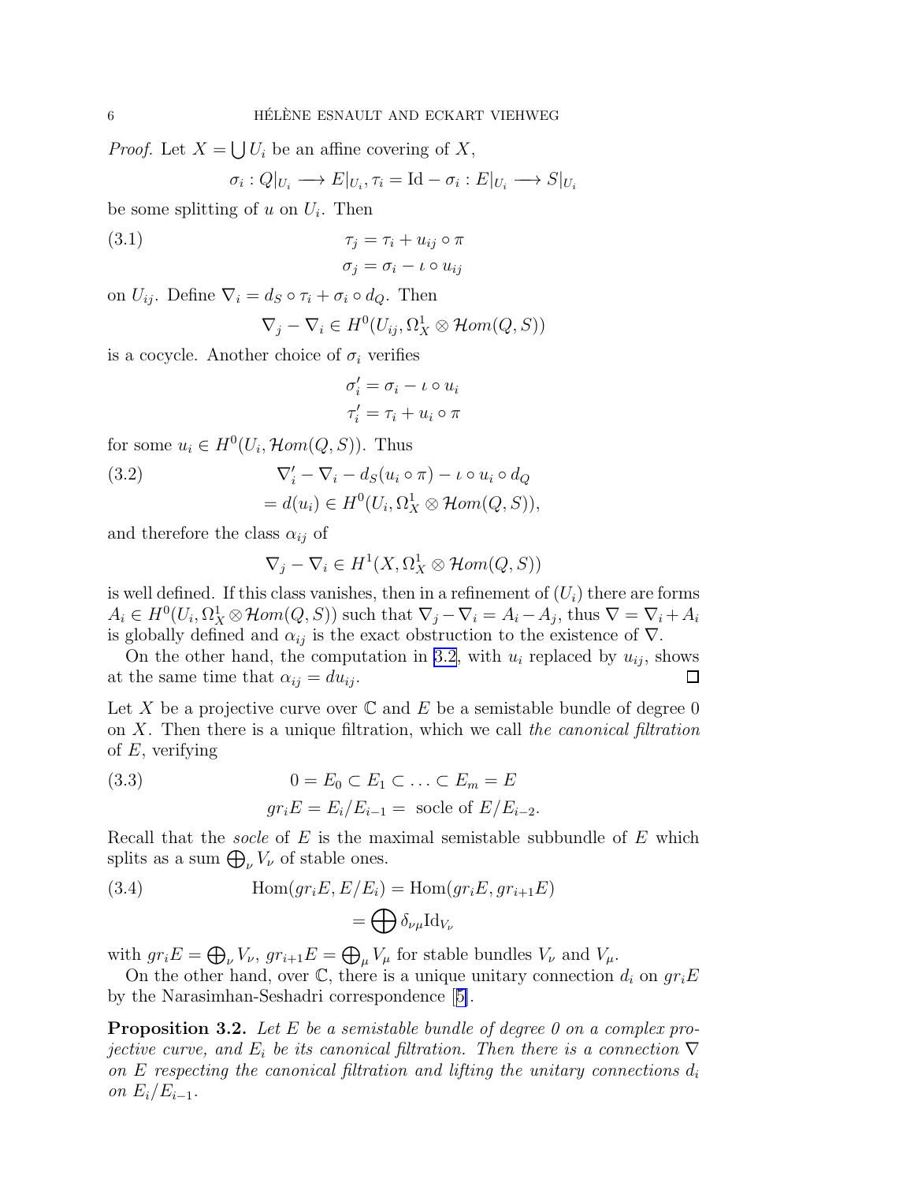*Proof.* Let $X = \bigcup U_i$ be an affine covering of $X$,

$$\sigma_i : Q|_{U_i} \longrightarrow E|_{U_i}, \tau_i = \mathrm{Id} - \sigma_i : E|_{U_i} \longrightarrow S|_{U_i}$$

be some splitting of $u$ on $U_i$. Then

$$\begin{aligned} \tau_j &= \tau_i + u_{ij} \circ \pi \\ \sigma_j &= \sigma_i - \iota \circ u_{ij} \end{aligned} \tag{3.1}$$

on $U_{ij}$. Define $\nabla_i = d_S \circ \tau_i + \sigma_i \circ d_Q$. Then

$$\nabla_j - \nabla_i \in H^0(U_{ij}, \Omega^1_X \otimes \mathcal{H}om(Q, S))$$

is a cocycle. Another choice of $\sigma_i$ verifies

$$\begin{aligned} \sigma_i' &= \sigma_i - \iota \circ u_i \\ \tau_i' &= \tau_i + u_i \circ \pi \end{aligned}$$

for some $u_i \in H^0(U_i, \mathcal{H}om(Q, S))$. Thus

$$\begin{aligned} &\nabla_i' - \nabla_i - d_S(u_i \circ \pi) - \iota \circ u_i \circ d_Q \\ &= d(u_i) \in H^0(U_i, \Omega^1_X \otimes \mathcal{H}om(Q, S)), \end{aligned} \tag{3.2}$$

and therefore the class $\alpha_{ij}$ of

$$\nabla_j - \nabla_i \in H^1(X, \Omega^1_X \otimes \mathcal{H}om(Q, S))$$

is well defined. If this class vanishes, then in a refinement of $(U_i)$ there are forms $A_i \in H^0(U_i, \Omega^1_X \otimes \mathcal{H}om(Q, S))$ such that $\nabla_j - \nabla_i = A_i - A_j$, thus $\nabla = \nabla_i + A_i$ is globally defined and $\alpha_{ij}$ is the exact obstruction to the existence of $\nabla$.

On the other hand, the computation in 3.2, with $u_i$ replaced by $u_{ij}$, shows at the same time that $\alpha_{ij} = du_{ij}$. □

Let $X$ be a projective curve over $\mathbb{C}$ and $E$ be a semistable bundle of degree 0 on $X$. Then there is a unique filtration, which we call *the canonical filtration* of $E$, verifying

$$\begin{aligned} &0 = E_0 \subset E_1 \subset \ldots \subset E_m = E \\ &gr_i E = E_i/E_{i-1} = \text{ socle of } E/E_{i-2}. \end{aligned} \tag{3.3}$$

Recall that the *socle* of $E$ is the maximal semistable subbundle of $E$ which splits as a sum $\bigoplus_\nu V_\nu$ of stable ones.

$$\begin{aligned} \mathrm{Hom}(gr_i E, E/E_i) &= \mathrm{Hom}(gr_i E, gr_{i+1} E) \\ &= \bigoplus \delta_{\nu\mu} \mathrm{Id}_{V_\nu} \end{aligned} \tag{3.4}$$

with $gr_i E = \bigoplus_\nu V_\nu$, $gr_{i+1} E = \bigoplus_\mu V_\mu$ for stable bundles $V_\nu$ and $V_\mu$.

On the other hand, over $\mathbb{C}$, there is a unique unitary connection $d_i$ on $gr_i E$ by the Narasimhan-Seshadri correspondence [5].

**Proposition 3.2.** *Let $E$ be a semistable bundle of degree 0 on a complex projective curve, and $E_i$ be its canonical filtration. Then there is a connection $\nabla$ on $E$ respecting the canonical filtration and lifting the unitary connections $d_i$ on $E_i/E_{i-1}$.*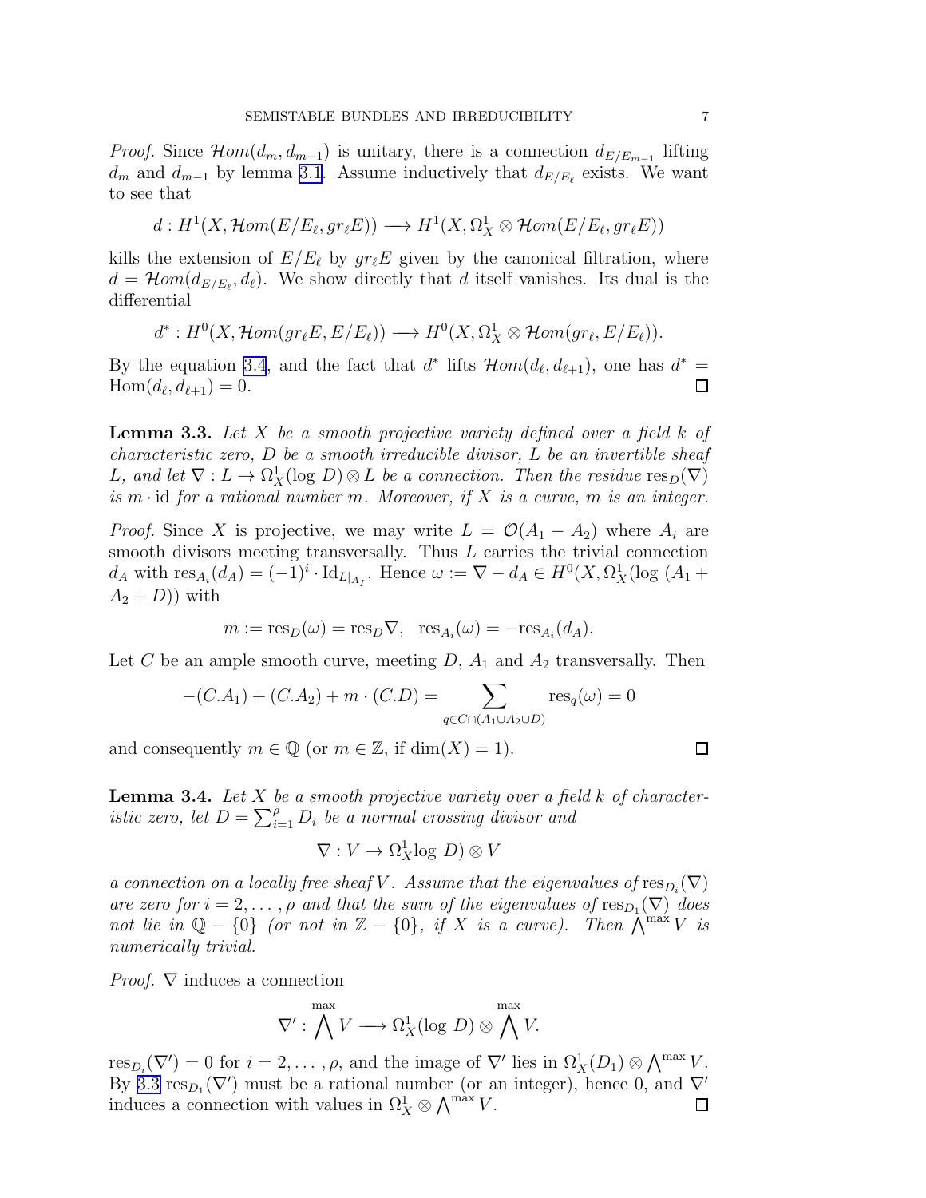*Proof.* Since $\mathcal{H}om(d_m, d_{m-1})$ is unitary, there is a connection $d_{E/E_{m-1}}$ lifting $d_m$ and $d_{m-1}$ by lemma 3.1. Assume inductively that $d_{E/E_\ell}$ exists. We want to see that

$$d : H^1(X, \mathcal{H}om(E/E_\ell, gr_\ell E)) \longrightarrow H^1(X, \Omega^1_X \otimes \mathcal{H}om(E/E_\ell, gr_\ell E))$$

kills the extension of $E/E_\ell$ by $gr_\ell E$ given by the canonical filtration, where $d = \mathcal{H}om(d_{E/E_\ell}, d_\ell)$. We show directly that $d$ itself vanishes. Its dual is the differential

$$d^* : H^0(X, \mathcal{H}om(gr_\ell E, E/E_\ell)) \longrightarrow H^0(X, \Omega^1_X \otimes \mathcal{H}om(gr_\ell, E/E_\ell)).$$

By the equation 3.4, and the fact that $d^*$ lifts $\mathcal{H}om(d_\ell, d_{\ell+1})$, one has $d^* = \mathrm{Hom}(d_\ell, d_{\ell+1}) = 0$. □

**Lemma 3.3.** *Let $X$ be a smooth projective variety defined over a field $k$ of characteristic zero, $D$ be a smooth irreducible divisor, $L$ be an invertible sheaf $L$, and let $\nabla : L \to \Omega^1_X(\log D) \otimes L$ be a connection. Then the residue $\mathrm{res}_D(\nabla)$ is $m \cdot \mathrm{id}$ for a rational number $m$. Moreover, if $X$ is a curve, $m$ is an integer.*

*Proof.* Since $X$ is projective, we may write $L = \mathcal{O}(A_1 - A_2)$ where $A_i$ are smooth divisors meeting transversally. Thus $L$ carries the trivial connection $d_A$ with $\mathrm{res}_{A_i}(d_A) = (-1)^i \cdot \mathrm{Id}_{L|_{A_I}}$. Hence $\omega := \nabla - d_A \in H^0(X, \Omega^1_X(\log\, (A_1 + A_2 + D))$ with

$$m := \mathrm{res}_D(\omega) = \mathrm{res}_D \nabla, \quad \mathrm{res}_{A_i}(\omega) = -\mathrm{res}_{A_i}(d_A).$$

Let $C$ be an ample smooth curve, meeting $D$, $A_1$ and $A_2$ transversally. Then

$$-(C.A_1) + (C.A_2) + m \cdot (C.D) = \sum_{q \in C \cap (A_1 \cup A_2 \cup D)} \mathrm{res}_q(\omega) = 0$$

and consequently $m \in \mathbb{Q}$ (or $m \in \mathbb{Z}$, if $\dim(X) = 1$). □

**Lemma 3.4.** *Let $X$ be a smooth projective variety over a field $k$ of characteristic zero, let $D = \sum_{i=1}^{\rho} D_i$ be a normal crossing divisor and*

$$\nabla : V \to \Omega^1_X \log\, D) \otimes V$$

*a connection on a locally free sheaf $V$. Assume that the eigenvalues of $\mathrm{res}_{D_i}(\nabla)$ are zero for $i = 2, \ldots, \rho$ and that the sum of the eigenvalues of $\mathrm{res}_{D_1}(\nabla)$ does not lie in $\mathbb{Q} - \{0\}$ (or not in $\mathbb{Z} - \{0\}$, if $X$ is a curve). Then $\bigwedge^{\max} V$ is numerically trivial.*

*Proof.* $\nabla$ induces a connection

$$\nabla' : \bigwedge^{\max} V \longrightarrow \Omega^1_X(\log\, D) \otimes \bigwedge^{\max} V.$$

$\mathrm{res}_{D_i}(\nabla') = 0$ for $i = 2, \ldots, \rho$, and the image of $\nabla'$ lies in $\Omega^1_X(D_1) \otimes \bigwedge^{\max} V$. By 3.3 $\mathrm{res}_{D_1}(\nabla')$ must be a rational number (or an integer), hence 0, and $\nabla'$ induces a connection with values in $\Omega^1_X \otimes \bigwedge^{\max} V$. □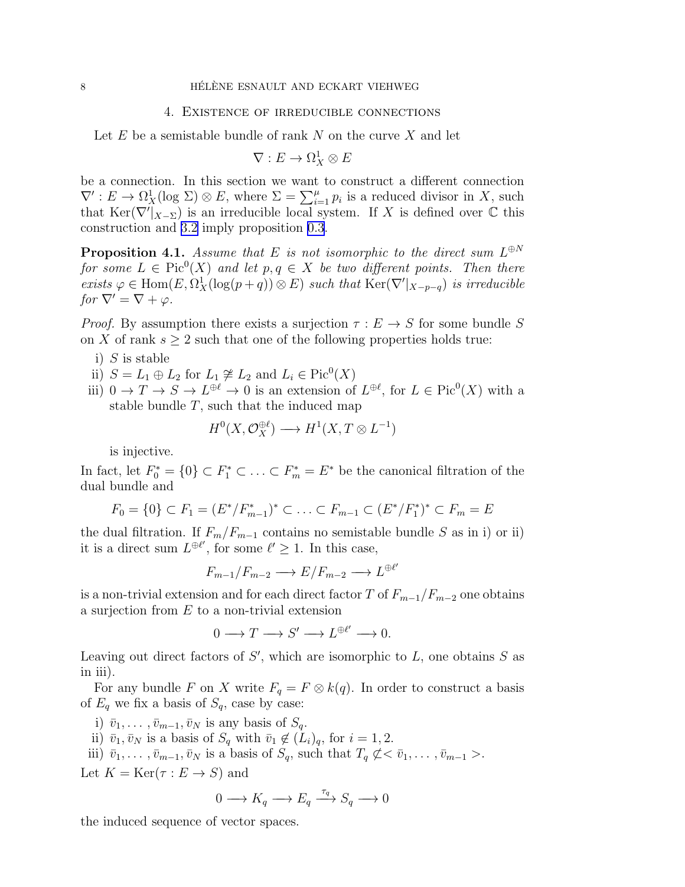## 4. Existence of irreducible connections

Let $E$ be a semistable bundle of rank $N$ on the curve $X$ and let

$$\nabla : E \to \Omega^1_X \otimes E$$

be a connection. In this section we want to construct a different connection $\nabla' : E \to \Omega^1_X(\log \Sigma) \otimes E$, where $\Sigma = \sum_{i=1}^{\mu} p_i$ is a reduced divisor in $X$, such that $\mathrm{Ker}(\nabla'|_{X-\Sigma})$ is an irreducible local system. If $X$ is defined over $\mathbb{C}$ this construction and 3.2 imply proposition 0.3.

**Proposition 4.1.** *Assume that $E$ is not isomorphic to the direct sum $L^{\oplus N}$ for some $L \in \mathrm{Pic}^0(X)$ and let $p, q \in X$ be two different points. Then there exists $\varphi \in \mathrm{Hom}(E, \Omega^1_X(\log(p+q)) \otimes E)$ such that $\mathrm{Ker}(\nabla'|_{X-p-q})$ is irreducible for $\nabla' = \nabla + \varphi$.*

*Proof.* By assumption there exists a surjection $\tau : E \to S$ for some bundle $S$ on $X$ of rank $s \geq 2$ such that one of the following properties holds true:

i) $S$ is stable

ii) $S = L_1 \oplus L_2$ for $L_1 \not\cong L_2$ and $L_i \in \mathrm{Pic}^0(X)$

iii) $0 \to T \to S \to L^{\oplus \ell} \to 0$ is an extension of $L^{\oplus \ell}$, for $L \in \mathrm{Pic}^0(X)$ with a stable bundle $T$, such that the induced map

$$H^0(X, \mathcal{O}_X^{\oplus \ell}) \longrightarrow H^1(X, T \otimes L^{-1})$$

is injective.

In fact, let $F^*_0 = \{0\} \subset F^*_1 \subset \ldots \subset F^*_m = E^*$ be the canonical filtration of the dual bundle and

$$F_0 = \{0\} \subset F_1 = (E^*/F^*_{m-1})^* \subset \ldots \subset F_{m-1} \subset (E^*/F^*_1)^* \subset F_m = E$$

the dual filtration. If $F_m/F_{m-1}$ contains no semistable bundle $S$ as in i) or ii) it is a direct sum $L^{\oplus \ell'}$, for some $\ell' \geq 1$. In this case,

$$F_{m-1}/F_{m-2} \longrightarrow E/F_{m-2} \longrightarrow L^{\oplus \ell'}$$

is a non-trivial extension and for each direct factor $T$ of $F_{m-1}/F_{m-2}$ one obtains a surjection from $E$ to a non-trivial extension

$$0 \longrightarrow T \longrightarrow S' \longrightarrow L^{\oplus \ell'} \longrightarrow 0.$$

Leaving out direct factors of $S'$, which are isomorphic to $L$, one obtains $S$ as in iii).

For any bundle $F$ on $X$ write $F_q = F \otimes k(q)$. In order to construct a basis of $E_q$ we fix a basis of $S_q$, case by case:

i) $\bar{v}_1, \ldots, \bar{v}_{m-1}, \bar{v}_N$ is any basis of $S_q$.

ii) $\bar{v}_1, \bar{v}_N$ is a basis of $S_q$ with $\bar{v}_1 \notin (L_i)_q$, for $i = 1, 2$.

iii) $\bar{v}_1, \ldots, \bar{v}_{m-1}, \bar{v}_N$ is a basis of $S_q$, such that $T_q \not\subset < \bar{v}_1, \ldots, \bar{v}_{m-1} >$.

Let $K = \mathrm{Ker}(\tau : E \to S)$ and

$$0 \longrightarrow K_q \longrightarrow E_q \xrightarrow{\tau_q} S_q \longrightarrow 0$$

the induced sequence of vector spaces.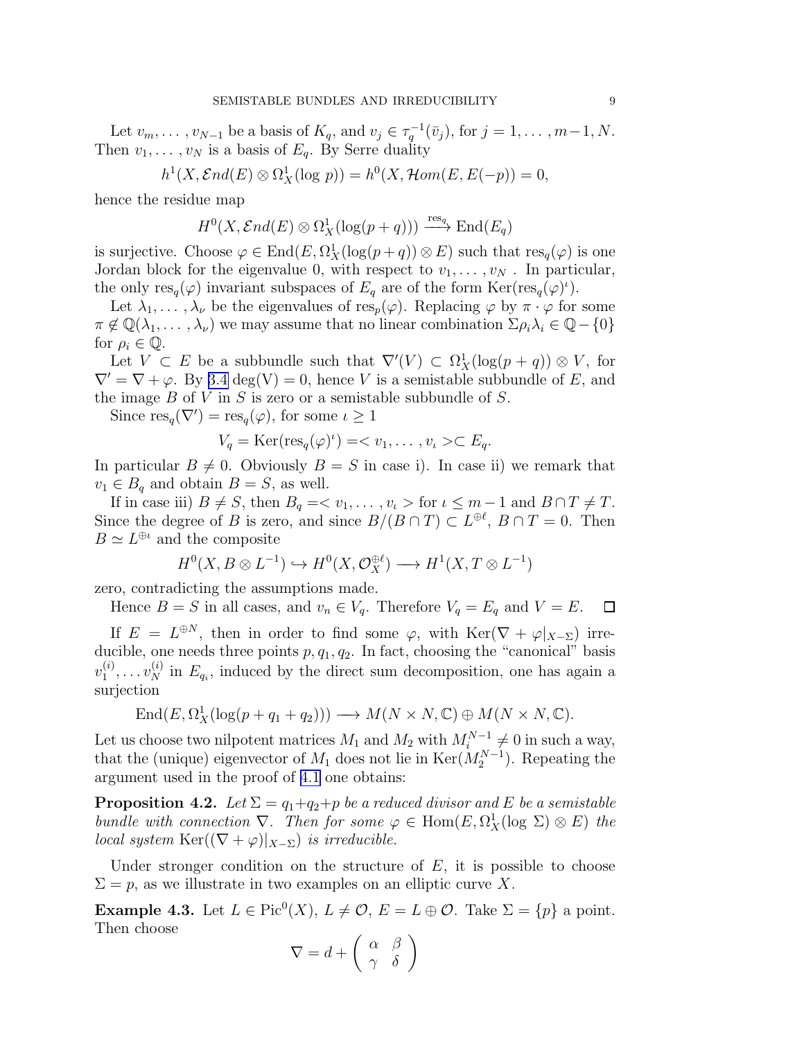Let $v_m, \ldots, v_{N-1}$ be a basis of $K_q$, and $v_j \in \tau_q^{-1}(\bar{v}_j)$, for $j = 1, \ldots, m-1, N$. Then $v_1, \ldots, v_N$ is a basis of $E_q$. By Serre duality

$$h^1(X, \mathcal{E}nd(E) \otimes \Omega^1_X(\log\, p)) = h^0(X, \mathcal{H}om(E, E(-p)) = 0,$$

hence the residue map

$$H^0(X, \mathcal{E}nd(E) \otimes \Omega^1_X(\log(p+q))) \xrightarrow{\mathrm{res}_q} \mathrm{End}(E_q)$$

is surjective. Choose $\varphi \in \mathrm{End}(E, \Omega^1_X(\log(p+q)) \otimes E)$ such that $\mathrm{res}_q(\varphi)$ is one Jordan block for the eigenvalue 0, with respect to $v_1, \ldots, v_N$ . In particular, the only $\mathrm{res}_q(\varphi)$ invariant subspaces of $E_q$ are of the form $\mathrm{Ker}(\mathrm{res}_q(\varphi)^\iota)$.

Let $\lambda_1, \ldots, \lambda_\nu$ be the eigenvalues of $\mathrm{res}_p(\varphi)$. Replacing $\varphi$ by $\pi \cdot \varphi$ for some $\pi \notin \mathbb{Q}(\lambda_1, \ldots, \lambda_\nu)$ we may assume that no linear combination $\Sigma \rho_i \lambda_i \in \mathbb{Q} - \{0\}$ for $\rho_i \in \mathbb{Q}$.

Let $V \subset E$ be a subbundle such that $\nabla'(V) \subset \Omega^1_X(\log(p+q)) \otimes V$, for $\nabla' = \nabla + \varphi$. By 3.4 $\deg(V) = 0$, hence $V$ is a semistable subbundle of $E$, and the image $B$ of $V$ in $S$ is zero or a semistable subbundle of $S$.

Since $\mathrm{res}_q(\nabla') = \mathrm{res}_q(\varphi)$, for some $\iota \geq 1$

$$V_q = \mathrm{Ker}(\mathrm{res}_q(\varphi)^\iota) = < v_1, \ldots, v_\iota > \subset E_q.$$

In particular $B \neq 0$. Obviously $B = S$ in case i). In case ii) we remark that $v_1 \in B_q$ and obtain $B = S$, as well.

If in case iii) $B \neq S$, then $B_q = < v_1, \ldots, v_\iota >$ for $\iota \leq m-1$ and $B \cap T \neq T$. Since the degree of $B$ is zero, and since $B/(B \cap T) \subset L^{\oplus \ell}$, $B \cap T = 0$. Then $B \simeq L^{\oplus \iota}$ and the composite

$$H^0(X, B \otimes L^{-1}) \hookrightarrow H^0(X, \mathcal{O}_X^{\oplus \ell}) \longrightarrow H^1(X, T \otimes L^{-1})$$

zero, contradicting the assumptions made.

Hence $B = S$ in all cases, and $v_n \in V_q$. Therefore $V_q = E_q$ and $V = E$. $\square$

If $E = L^{\oplus N}$, then in order to find some $\varphi$, with $\mathrm{Ker}(\nabla + \varphi|_{X-\Sigma})$ irreducible, one needs three points $p, q_1, q_2$. In fact, choosing the "canonical" basis $v_1^{(i)}, \ldots v_N^{(i)}$ in $E_{q_i}$, induced by the direct sum decomposition, one has again a surjection

$$\mathrm{End}(E, \Omega^1_X(\log(p + q_1 + q_2))) \longrightarrow M(N \times N, \mathbb{C}) \oplus M(N \times N, \mathbb{C}).$$

Let us choose two nilpotent matrices $M_1$ and $M_2$ with $M_i^{N-1} \neq 0$ in such a way, that the (unique) eigenvector of $M_1$ does not lie in $\mathrm{Ker}(M_2^{N-1})$. Repeating the argument used in the proof of 4.1 one obtains:

**Proposition 4.2.** *Let $\Sigma = q_1 + q_2 + p$ be a reduced divisor and $E$ be a semistable bundle with connection $\nabla$. Then for some $\varphi \in \mathrm{Hom}(E, \Omega^1_X(\log\, \Sigma) \otimes E)$ the local system $\mathrm{Ker}((\nabla + \varphi)|_{X-\Sigma})$ is irreducible.*

Under stronger condition on the structure of $E$, it is possible to choose $\Sigma = p$, as we illustrate in two examples on an elliptic curve $X$.

**Example 4.3.** Let $L \in \mathrm{Pic}^0(X)$, $L \neq \mathcal{O}$, $E = L \oplus \mathcal{O}$. Take $\Sigma = \{p\}$ a point. Then choose

$$\nabla = d + \begin{pmatrix} \alpha & \beta \\ \gamma & \delta \end{pmatrix}$$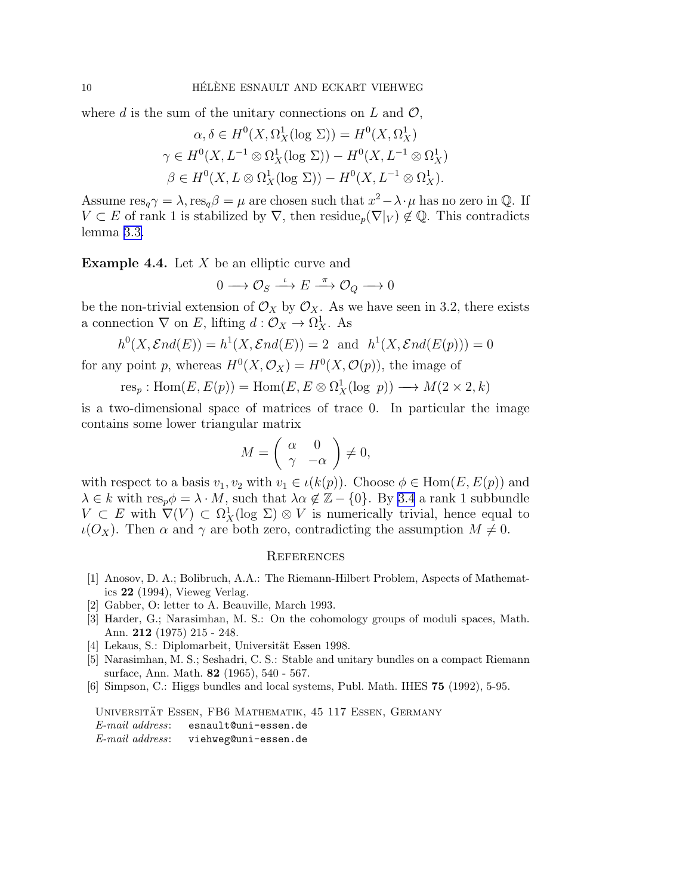where $d$ is the sum of the unitary connections on $L$ and $\mathcal{O}$,

$$\alpha, \delta \in H^0(X, \Omega^1_X(\log \Sigma)) = H^0(X, \Omega^1_X)$$
$$\gamma \in H^0(X, L^{-1} \otimes \Omega^1_X(\log \Sigma)) - H^0(X, L^{-1} \otimes \Omega^1_X)$$
$$\beta \in H^0(X, L \otimes \Omega^1_X(\log \Sigma)) - H^0(X, L^{-1} \otimes \Omega^1_X).$$

Assume $\mathrm{res}_q \gamma = \lambda, \mathrm{res}_q \beta = \mu$ are chosen such that $x^2 - \lambda \cdot \mu$ has no zero in $\mathbb{Q}$. If $V \subset E$ of rank 1 is stabilized by $\nabla$, then $\mathrm{residue}_p(\nabla|_V) \notin \mathbb{Q}$. This contradicts lemma 3.3.

**Example 4.4.** Let $X$ be an elliptic curve and

$$0 \longrightarrow \mathcal{O}_S \xrightarrow{\ \iota\ } E \xrightarrow{\ \pi\ } \mathcal{O}_Q \longrightarrow 0$$

be the non-trivial extension of $\mathcal{O}_X$ by $\mathcal{O}_X$. As we have seen in 3.2, there exists a connection $\nabla$ on $E$, lifting $d : \mathcal{O}_X \to \Omega^1_X$. As

$$h^0(X, \mathcal{E}nd(E)) = h^1(X, \mathcal{E}nd(E)) = 2 \ \text{ and } \ h^1(X, \mathcal{E}nd(E(p))) = 0$$

for any point $p$, whereas $H^0(X, \mathcal{O}_X) = H^0(X, \mathcal{O}(p))$, the image of

$$\mathrm{res}_p : \mathrm{Hom}(E, E(p)) = \mathrm{Hom}(E, E \otimes \Omega^1_X(\log\ p)) \longrightarrow M(2 \times 2, k)$$

is a two-dimensional space of matrices of trace 0. In particular the image contains some lower triangular matrix

$$M = \begin{pmatrix} \alpha & 0 \\ \gamma & -\alpha \end{pmatrix} \neq 0,$$

with respect to a basis $v_1, v_2$ with $v_1 \in \iota(k(p))$. Choose $\phi \in \mathrm{Hom}(E, E(p))$ and $\lambda \in k$ with $\mathrm{res}_p \phi = \lambda \cdot M$, such that $\lambda\alpha \notin \mathbb{Z} - \{0\}$. By 3.4 a rank 1 subbundle $V \subset E$ with $\nabla(V) \subset \Omega^1_X(\log \Sigma) \otimes V$ is numerically trivial, hence equal to $\iota(O_X)$. Then $\alpha$ and $\gamma$ are both zero, contradicting the assumption $M \neq 0$.

## References

[1] Anosov, D. A.; Bolibruch, A.A.: The Riemann-Hilbert Problem, Aspects of Mathematics **22** (1994), Vieweg Verlag.

[2] Gabber, O: letter to A. Beauville, March 1993.

[3] Harder, G.; Narasimhan, M. S.: On the cohomology groups of moduli spaces, Math. Ann. **212** (1975) 215 - 248.

[4] Lekaus, S.: Diplomarbeit, Universität Essen 1998.

[5] Narasimhan, M. S.; Seshadri, C. S.: Stable and unitary bundles on a compact Riemann surface, Ann. Math. **82** (1965), 540 - 567.

[6] Simpson, C.: Higgs bundles and local systems, Publ. Math. IHES **75** (1992), 5-95.

Universität Essen, FB6 Mathematik, 45 117 Essen, Germany

*E-mail address*: esnault@uni-essen.de

*E-mail address*: viehweg@uni-essen.de